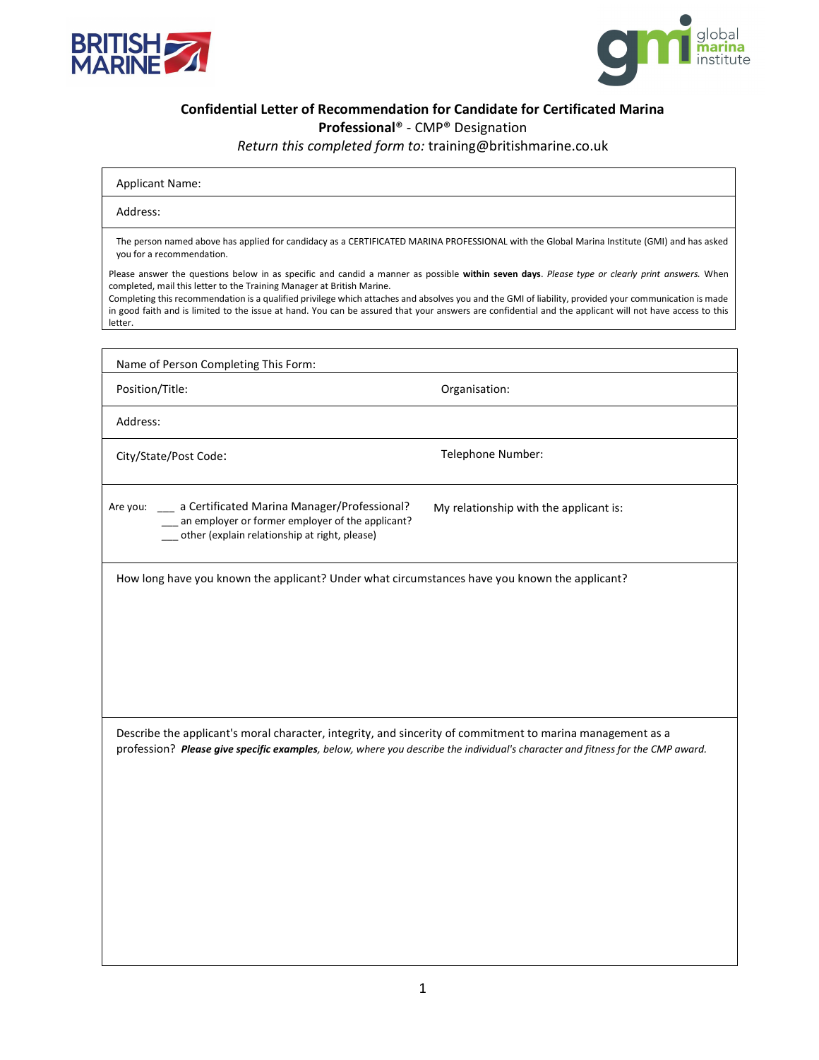BRITISH MARINE

global marina institute

## Confidential Letter of Recommendation for Candidate for Certificated Marina Professional® - CMP® Designation

*Return this completed form to:* training@britishmarine.co.uk

Applicant Name:

Address:

The person named above has applied for candidacy as a CERTIFICATED MARINA PROFESSIONAL with the Global Marina Institute (GMI) and has asked you for a recommendation.

Please answer the questions below in as specific and candid a manner as possible **within seven days**. *Please type or clearly print answers.* When completed, mail this letter to the Training Manager at British Marine.
Completing this recommendation is a qualified privilege which attaches and absolves you and the GMI of liability, provided your communication is made in good faith and is limited to the issue at hand. You can be assured that your answers are confidential and the applicant will not have access to this letter.

Name of Person Completing This Form:

Position/Title:

Organisation:

Address:

City/State/Post Code:

Telephone Number:

Are you: ___ a Certificated Marina Manager/Professional?
___ an employer or former employer of the applicant?
___ other (explain relationship at right, please)

My relationship with the applicant is:

How long have you known the applicant? Under what circumstances have you known the applicant?

Describe the applicant's moral character, integrity, and sincerity of commitment to marina management as a profession? ***Please give specific examples****, below, where you describe the individual's character and fitness for the CMP award.*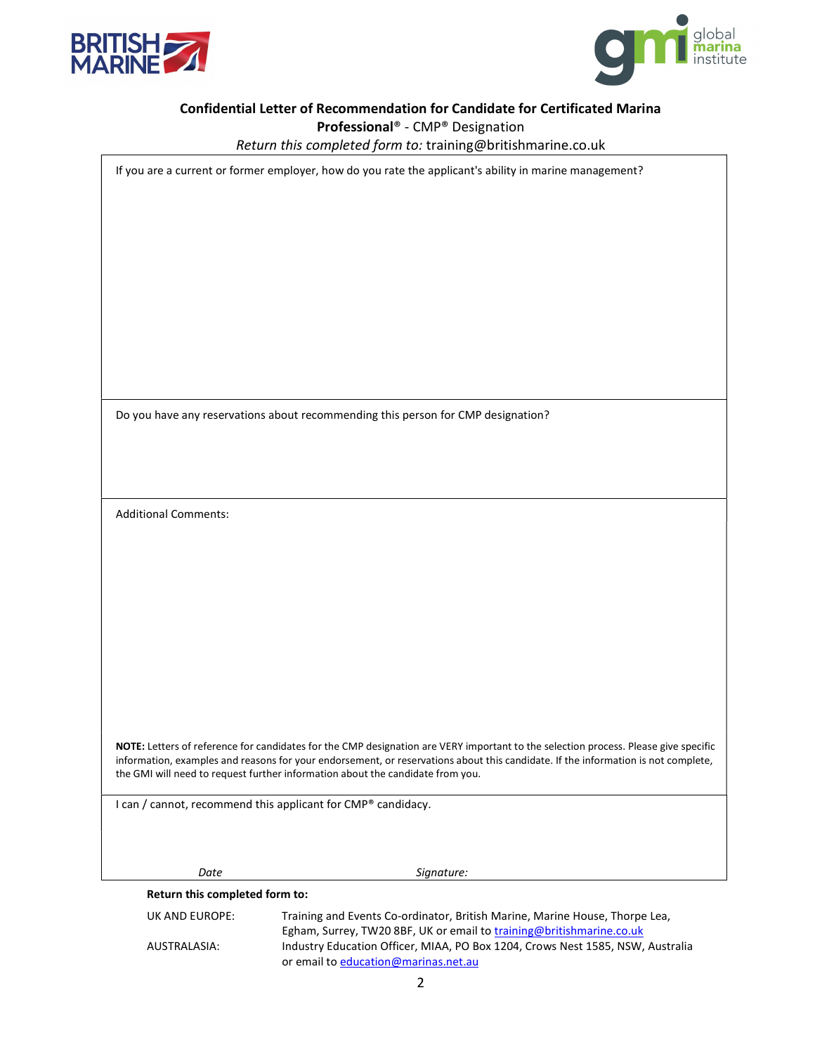**Confidential Letter of Recommendation for Candidate for Certificated Marina Professional**® - CMP® Designation

*Return this completed form to:* training@britishmarine.co.uk

If you are a current or former employer, how do you rate the applicant's ability in marine management?

Do you have any reservations about recommending this person for CMP designation?

Additional Comments:

**NOTE:** Letters of reference for candidates for the CMP designation are VERY important to the selection process. Please give specific information, examples and reasons for your endorsement, or reservations about this candidate. If the information is not complete, the GMI will need to request further information about the candidate from you.

I can / cannot, recommend this applicant for CMP® candidacy.

*Date* *Signature:*

**Return this completed form to:**

UK AND EUROPE: Training and Events Co-ordinator, British Marine, Marine House, Thorpe Lea, Egham, Surrey, TW20 8BF, UK or email to training@britishmarine.co.uk

AUSTRALASIA: Industry Education Officer, MIAA, PO Box 1204, Crows Nest 1585, NSW, Australia or email to education@marinas.net.au